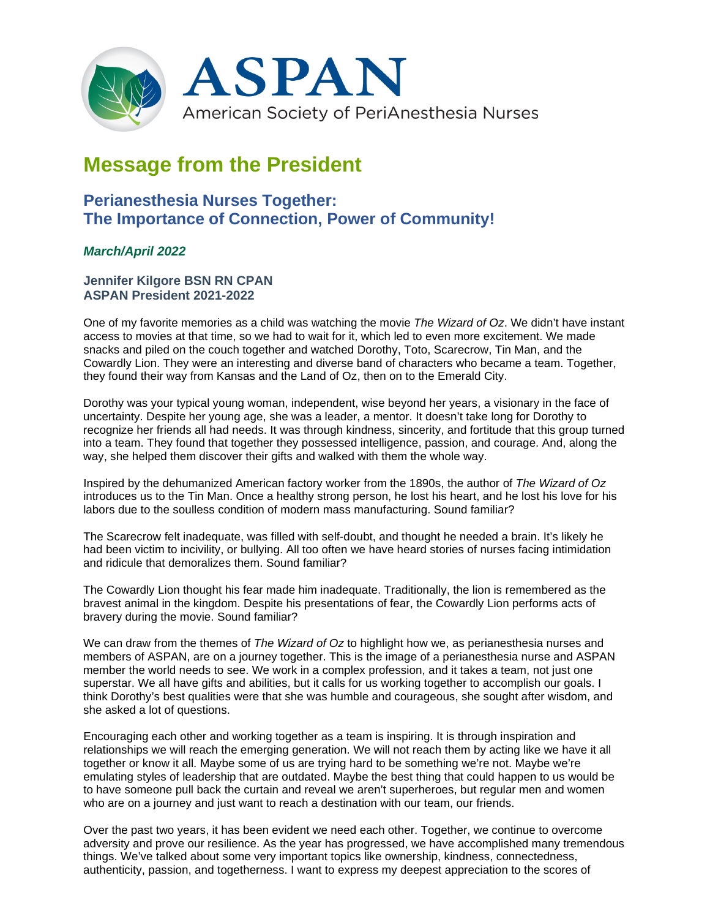ASPAN
American Society of PeriAnesthesia Nurses

# Message from the President

## Perianesthesia Nurses Together:
## The Importance of Connection, Power of Community!

***March/April 2022***

**Jennifer Kilgore BSN RN CPAN**
**ASPAN President 2021-2022**

One of my favorite memories as a child was watching the movie *The Wizard of Oz*. We didn't have instant access to movies at that time, so we had to wait for it, which led to even more excitement. We made snacks and piled on the couch together and watched Dorothy, Toto, Scarecrow, Tin Man, and the Cowardly Lion. They were an interesting and diverse band of characters who became a team. Together, they found their way from Kansas and the Land of Oz, then on to the Emerald City.

Dorothy was your typical young woman, independent, wise beyond her years, a visionary in the face of uncertainty. Despite her young age, she was a leader, a mentor. It doesn't take long for Dorothy to recognize her friends all had needs. It was through kindness, sincerity, and fortitude that this group turned into a team. They found that together they possessed intelligence, passion, and courage. And, along the way, she helped them discover their gifts and walked with them the whole way.

Inspired by the dehumanized American factory worker from the 1890s, the author of *The Wizard of Oz* introduces us to the Tin Man. Once a healthy strong person, he lost his heart, and he lost his love for his labors due to the soulless condition of modern mass manufacturing. Sound familiar?

The Scarecrow felt inadequate, was filled with self-doubt, and thought he needed a brain. It's likely he had been victim to incivility, or bullying. All too often we have heard stories of nurses facing intimidation and ridicule that demoralizes them. Sound familiar?

The Cowardly Lion thought his fear made him inadequate. Traditionally, the lion is remembered as the bravest animal in the kingdom. Despite his presentations of fear, the Cowardly Lion performs acts of bravery during the movie. Sound familiar?

We can draw from the themes of *The Wizard of Oz* to highlight how we, as perianesthesia nurses and members of ASPAN, are on a journey together. This is the image of a perianesthesia nurse and ASPAN member the world needs to see. We work in a complex profession, and it takes a team, not just one superstar. We all have gifts and abilities, but it calls for us working together to accomplish our goals. I think Dorothy's best qualities were that she was humble and courageous, she sought after wisdom, and she asked a lot of questions.

Encouraging each other and working together as a team is inspiring. It is through inspiration and relationships we will reach the emerging generation. We will not reach them by acting like we have it all together or know it all. Maybe some of us are trying hard to be something we're not. Maybe we're emulating styles of leadership that are outdated. Maybe the best thing that could happen to us would be to have someone pull back the curtain and reveal we aren't superheroes, but regular men and women who are on a journey and just want to reach a destination with our team, our friends.

Over the past two years, it has been evident we need each other. Together, we continue to overcome adversity and prove our resilience. As the year has progressed, we have accomplished many tremendous things. We've talked about some very important topics like ownership, kindness, connectedness, authenticity, passion, and togetherness. I want to express my deepest appreciation to the scores of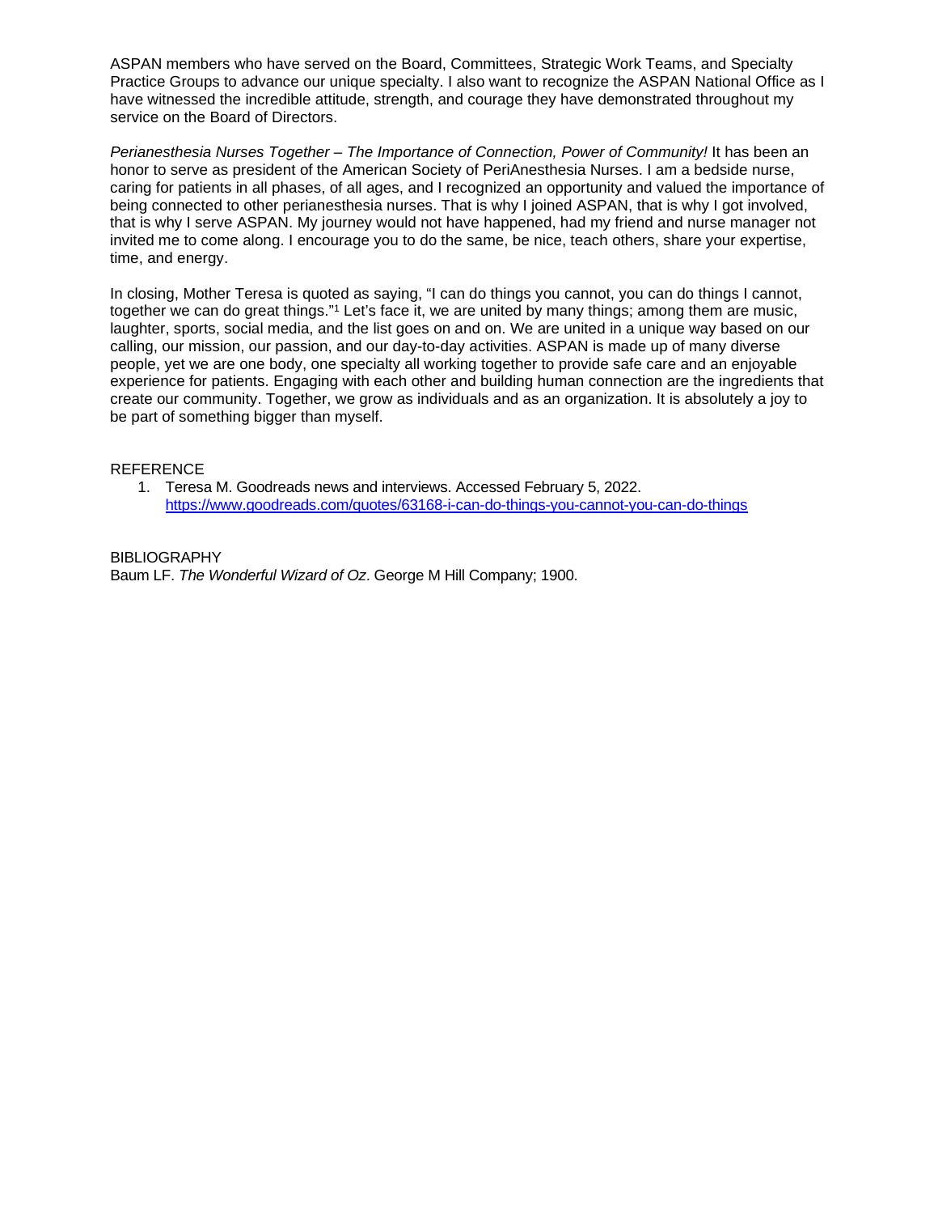ASPAN members who have served on the Board, Committees, Strategic Work Teams, and Specialty Practice Groups to advance our unique specialty. I also want to recognize the ASPAN National Office as I have witnessed the incredible attitude, strength, and courage they have demonstrated throughout my service on the Board of Directors.

*Perianesthesia Nurses Together – The Importance of Connection, Power of Community!* It has been an honor to serve as president of the American Society of PeriAnesthesia Nurses. I am a bedside nurse, caring for patients in all phases, of all ages, and I recognized an opportunity and valued the importance of being connected to other perianesthesia nurses. That is why I joined ASPAN, that is why I got involved, that is why I serve ASPAN. My journey would not have happened, had my friend and nurse manager not invited me to come along. I encourage you to do the same, be nice, teach others, share your expertise, time, and energy.

In closing, Mother Teresa is quoted as saying, "I can do things you cannot, you can do things I cannot, together we can do great things."[1] Let's face it, we are united by many things; among them are music, laughter, sports, social media, and the list goes on and on. We are united in a unique way based on our calling, our mission, our passion, and our day-to-day activities. ASPAN is made up of many diverse people, yet we are one body, one specialty all working together to provide safe care and an enjoyable experience for patients. Engaging with each other and building human connection are the ingredients that create our community. Together, we grow as individuals and as an organization. It is absolutely a joy to be part of something bigger than myself.

REFERENCE

1. Teresa M. Goodreads news and interviews. Accessed February 5, 2022. https://www.goodreads.com/quotes/63168-i-can-do-things-you-cannot-you-can-do-things

BIBLIOGRAPHY

Baum LF. *The Wonderful Wizard of Oz*. George M Hill Company; 1900.